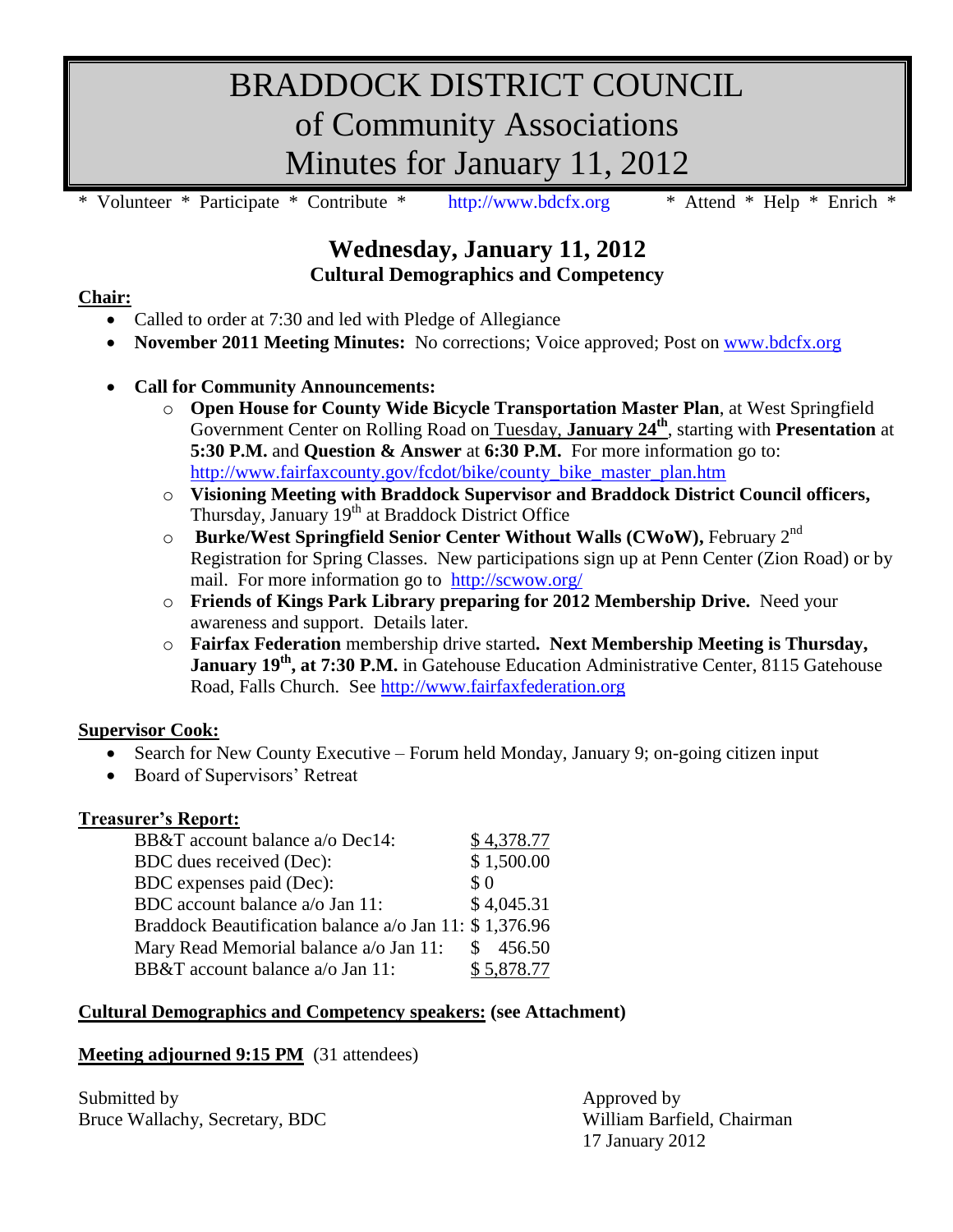# BRADDOCK DISTRICT COUNCIL
# of Community Associations
# Minutes for January 11, 2012

\* Volunteer \* Participate \* Contribute \* http://www.bdcfx.org \* Attend \* Help \* Enrich \*

## Wednesday, January 11, 2012
### Cultural Demographics and Competency

**Chair:**

- Called to order at 7:30 and led with Pledge of Allegiance
- **November 2011 Meeting Minutes:** No corrections; Voice approved; Post on www.bdcfx.org
- **Call for Community Announcements:**
  - **Open House for County Wide Bicycle Transportation Master Plan**, at West Springfield Government Center on Rolling Road on Tuesday, **January 24th**, starting with **Presentation** at **5:30 P.M.** and **Question & Answer** at **6:30 P.M.** For more information go to: http://www.fairfaxcounty.gov/fcdot/bike/county_bike_master_plan.htm
  - **Visioning Meeting with Braddock Supervisor and Braddock District Council officers,** Thursday, January 19th at Braddock District Office
  - **Burke/West Springfield Senior Center Without Walls (CWoW),** February 2nd Registration for Spring Classes. New participations sign up at Penn Center (Zion Road) or by mail. For more information go to http://scwow.org/
  - **Friends of Kings Park Library preparing for 2012 Membership Drive.** Need your awareness and support. Details later.
  - **Fairfax Federation** membership drive started**. Next Membership Meeting is Thursday, January 19th, at 7:30 P.M.** in Gatehouse Education Administrative Center, 8115 Gatehouse Road, Falls Church. See http://www.fairfaxfederation.org

**Supervisor Cook:**

- Search for New County Executive – Forum held Monday, January 9; on-going citizen input
- Board of Supervisors' Retreat

**Treasurer's Report:**

| | |
|---|---|
| BB&T account balance a/o Dec14: | $ 4,378.77 |
| BDC dues received (Dec): | $ 1,500.00 |
| BDC expenses paid (Dec): | $ 0 |
| BDC account balance a/o Jan 11: | $ 4,045.31 |
| Braddock Beautification balance a/o Jan 11: | $ 1,376.96 |
| Mary Read Memorial balance a/o Jan 11: | $ 456.50 |
| BB&T account balance a/o Jan 11: | $ 5,878.77 |

**Cultural Demographics and Competency speakers: (see Attachment)**

**Meeting adjourned 9:15 PM** (31 attendees)

Submitted by
Bruce Wallachy, Secretary, BDC

Approved by
William Barfield, Chairman
17 January 2012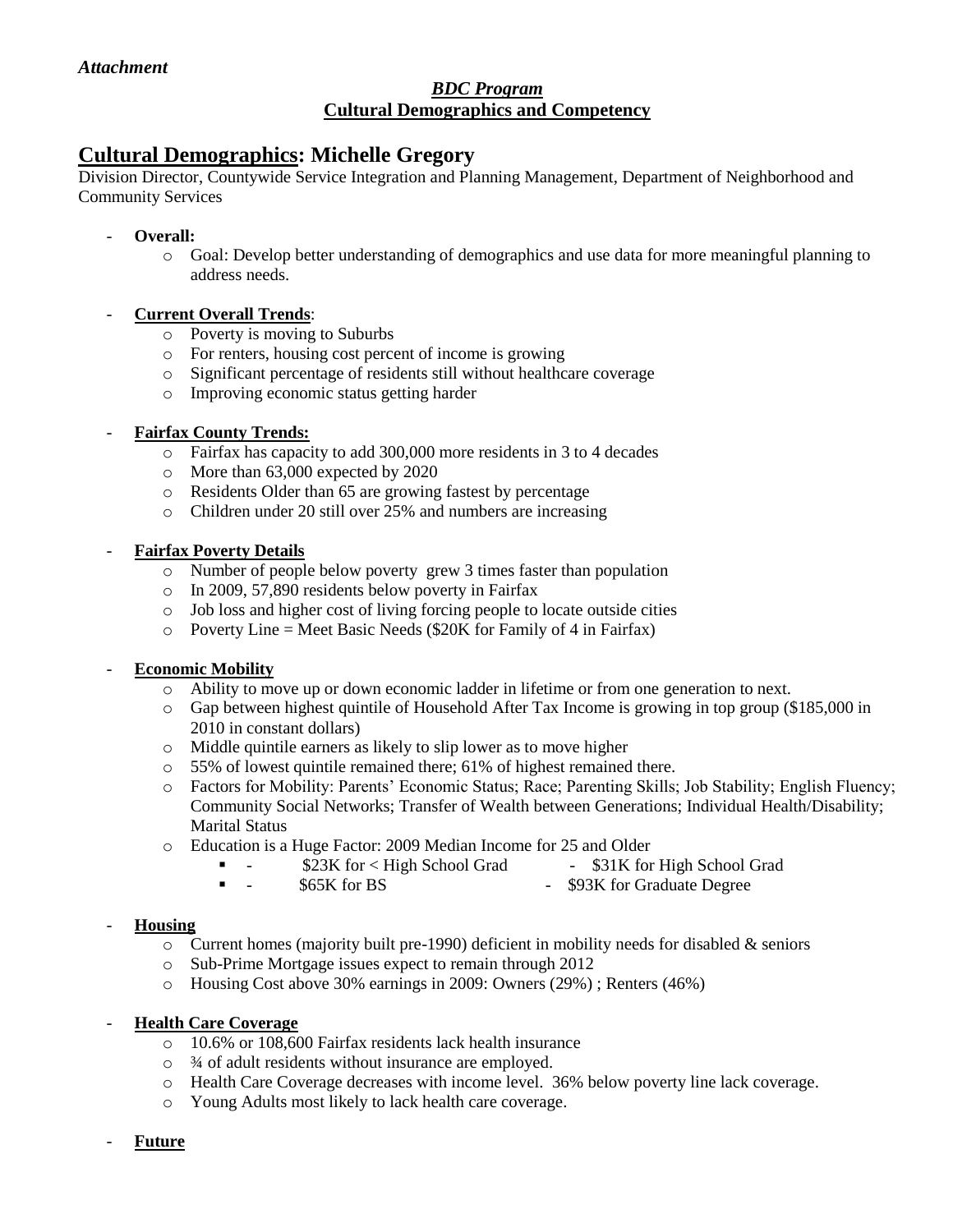*Attachment*

***BDC Program***
**Cultural Demographics and Competency**

# Cultural Demographics: Michelle Gregory

Division Director, Countywide Service Integration and Planning Management, Department of Neighborhood and Community Services

- **Overall:**
  - Goal: Develop better understanding of demographics and use data for more meaningful planning to address needs.

- **Current Overall Trends**:
  - Poverty is moving to Suburbs
  - For renters, housing cost percent of income is growing
  - Significant percentage of residents still without healthcare coverage
  - Improving economic status getting harder

- **Fairfax County Trends:**
  - Fairfax has capacity to add 300,000 more residents in 3 to 4 decades
  - More than 63,000 expected by 2020
  - Residents Older than 65 are growing fastest by percentage
  - Children under 20 still over 25% and numbers are increasing

- **Fairfax Poverty Details**
  - Number of people below poverty grew 3 times faster than population
  - In 2009, 57,890 residents below poverty in Fairfax
  - Job loss and higher cost of living forcing people to locate outside cities
  - Poverty Line = Meet Basic Needs ($20K for Family of 4 in Fairfax)

- **Economic Mobility**
  - Ability to move up or down economic ladder in lifetime or from one generation to next.
  - Gap between highest quintile of Household After Tax Income is growing in top group ($185,000 in 2010 in constant dollars)
  - Middle quintile earners as likely to slip lower as to move higher
  - 55% of lowest quintile remained there; 61% of highest remained there.
  - Factors for Mobility: Parents' Economic Status; Race; Parenting Skills; Job Stability; English Fluency; Community Social Networks; Transfer of Wealth between Generations; Individual Health/Disability; Marital Status
  - Education is a Huge Factor: 2009 Median Income for 25 and Older
    - - $23K for < High School Grad - $31K for High School Grad
    - - $65K for BS - $93K for Graduate Degree

- **Housing**
  - Current homes (majority built pre-1990) deficient in mobility needs for disabled & seniors
  - Sub-Prime Mortgage issues expect to remain through 2012
  - Housing Cost above 30% earnings in 2009: Owners (29%) ; Renters (46%)

- **Health Care Coverage**
  - 10.6% or 108,600 Fairfax residents lack health insurance
  - ¾ of adult residents without insurance are employed.
  - Health Care Coverage decreases with income level. 36% below poverty line lack coverage.
  - Young Adults most likely to lack health care coverage.

- **Future**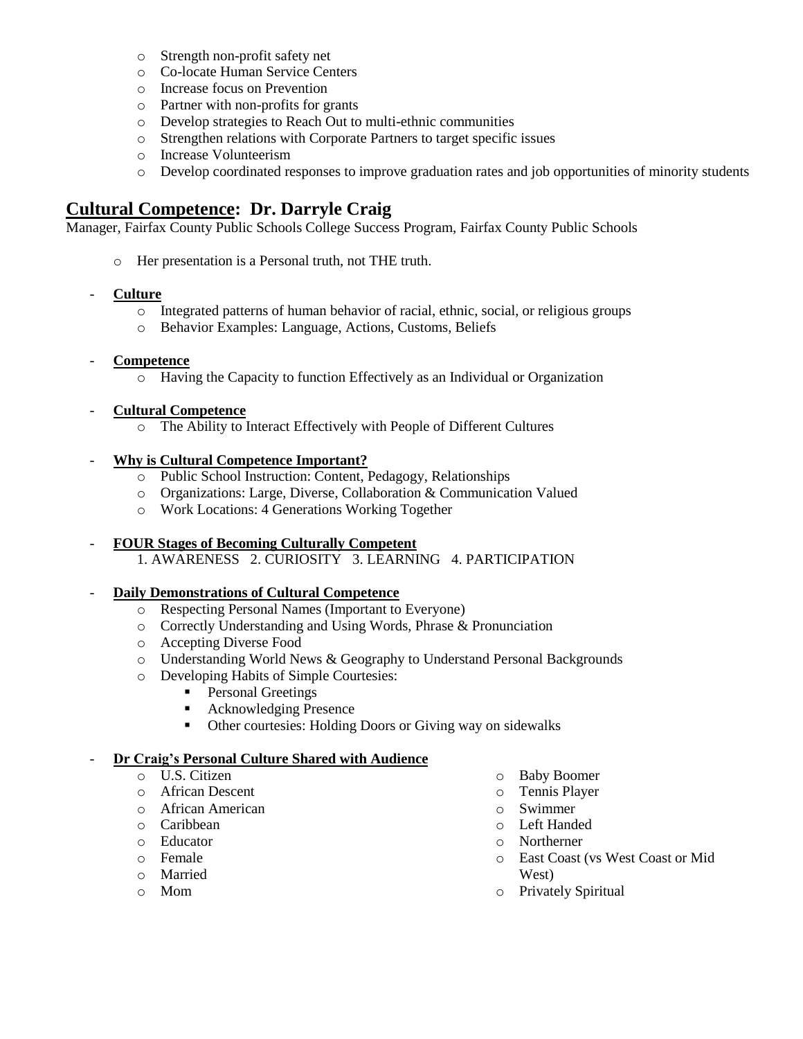- Strength non-profit safety net
- Co-locate Human Service Centers
- Increase focus on Prevention
- Partner with non-profits for grants
- Develop strategies to Reach Out to multi-ethnic communities
- Strengthen relations with Corporate Partners to target specific issues
- Increase Volunteerism
- Develop coordinated responses to improve graduation rates and job opportunities of minority students

## <u>Cultural Competence</u>: Dr. Darryle Craig

Manager, Fairfax County Public Schools College Success Program, Fairfax County Public Schools

- Her presentation is a Personal truth, not THE truth.

- **<u>Culture</u>**
  - Integrated patterns of human behavior of racial, ethnic, social, or religious groups
  - Behavior Examples: Language, Actions, Customs, Beliefs

- **<u>Competence</u>**
  - Having the Capacity to function Effectively as an Individual or Organization

- **<u>Cultural Competence</u>**
  - The Ability to Interact Effectively with People of Different Cultures

- **<u>Why is Cultural Competence Important?</u>**
  - Public School Instruction: Content, Pedagogy, Relationships
  - Organizations: Large, Diverse, Collaboration & Communication Valued
  - Work Locations: 4 Generations Working Together

- **<u>FOUR Stages of Becoming Culturally Competent</u>**

  1. AWARENESS 2. CURIOSITY 3. LEARNING 4. PARTICIPATION

- **<u>Daily Demonstrations of Cultural Competence</u>**
  - Respecting Personal Names (Important to Everyone)
  - Correctly Understanding and Using Words, Phrase & Pronunciation
  - Accepting Diverse Food
  - Understanding World News & Geography to Understand Personal Backgrounds
  - Developing Habits of Simple Courtesies:
    - Personal Greetings
    - Acknowledging Presence
    - Other courtesies: Holding Doors or Giving way on sidewalks

- **<u>Dr Craig's Personal Culture Shared with Audience</u>**
  - U.S. Citizen
  - African Descent
  - African American
  - Caribbean
  - Educator
  - Female
  - Married
  - Mom
  - Baby Boomer
  - Tennis Player
  - Swimmer
  - Left Handed
  - Northerner
  - East Coast (vs West Coast or Mid West)
  - Privately Spiritual